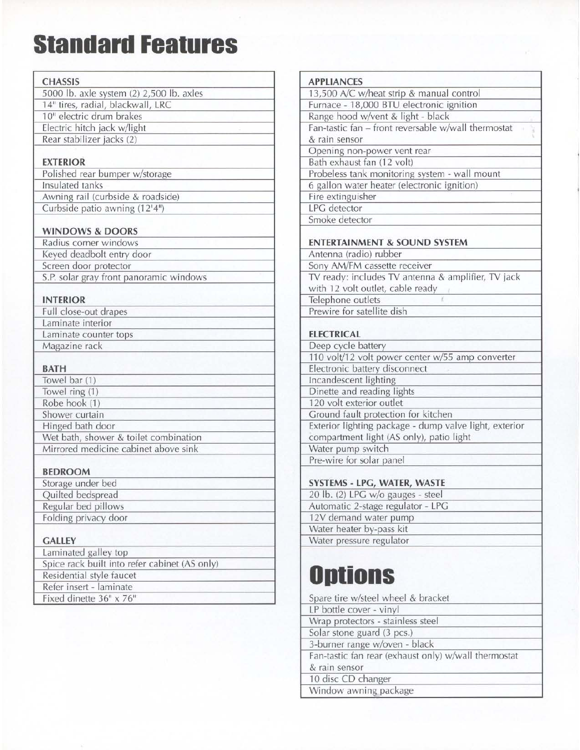# Standard Features

| CHASSIS |
|---|
| 5000 lb. axle system (2) 2,500 lb. axles |
| 14" tires, radial, blackwall, LRC |
| 10" electric drum brakes |
| Electric hitch jack w/light |
| Rear stabilizer jacks (2) |

| EXTERIOR |
|---|
| Polished rear bumper w/storage |
| Insulated tanks |
| Awning rail (curbside & roadside) |
| Curbside patio awning (12'4") |

| WINDOWS & DOORS |
|---|
| Radius corner windows |
| Keyed deadbolt entry door |
| Screen door protector |
| S.P. solar gray front panoramic windows |

| INTERIOR |
|---|
| Full close-out drapes |
| Laminate interior |
| Laminate counter tops |
| Magazine rack |

| BATH |
|---|
| Towel bar (1) |
| Towel ring (1) |
| Robe hook (1) |
| Shower curtain |
| Hinged bath door |
| Wet bath, shower & toilet combination |
| Mirrored medicine cabinet above sink |

| BEDROOM |
|---|
| Storage under bed |
| Quilted bedspread |
| Regular bed pillows |
| Folding privacy door |

| GALLEY |
|---|
| Laminated galley top |
| Spice rack built into refer cabinet (AS only) |
| Residential style faucet |
| Refer insert - laminate |
| Fixed dinette 36" x 76" |

| APPLIANCES |
|---|
| 13,500 A/C w/heat strip & manual control |
| Furnace - 18,000 BTU electronic ignition |
| Range hood w/vent & light - black |
| Fan-tastic fan – front reversable w/wall thermostat & rain sensor |
| Opening non-power vent rear |
| Bath exhaust fan (12 volt) |
| Probeless tank monitoring system - wall mount |
| 6 gallon water heater (electronic ignition) |
| Fire extinguisher |
| LPG detector |
| Smoke detector |

| ENTERTAINMENT & SOUND SYSTEM |
|---|
| Antenna (radio) rubber |
| Sony AM/FM cassette receiver |
| TV ready: includes TV antenna & amplifier, TV jack with 12 volt outlet, cable ready |
| Telephone outlets |
| Prewire for satellite dish |

| ELECTRICAL |
|---|
| Deep cycle battery |
| 110 volt/12 volt power center w/55 amp converter |
| Electronic battery disconnect |
| Incandescent lighting |
| Dinette and reading lights |
| 120 volt exterior outlet |
| Ground fault protection for kitchen |
| Exterior lighting package - dump valve light, exterior compartment light (AS only), patio light |
| Water pump switch |
| Pre-wire for solar panel |

| SYSTEMS - LPG, WATER, WASTE |
|---|
| 20 lb. (2) LPG w/o gauges - steel |
| Automatic 2-stage regulator - LPG |
| 12V demand water pump |
| Water heater by-pass kit |
| Water pressure regulator |

# Options

| Options |
|---|
| Spare tire w/steel wheel & bracket |
| LP bottle cover - vinyl |
| Wrap protectors - stainless steel |
| Solar stone guard (3 pcs.) |
| 3-burner range w/oven - black |
| Fan-tastic fan rear (exhaust only) w/wall thermostat & rain sensor |
| 10 disc CD changer |
| Window awning package |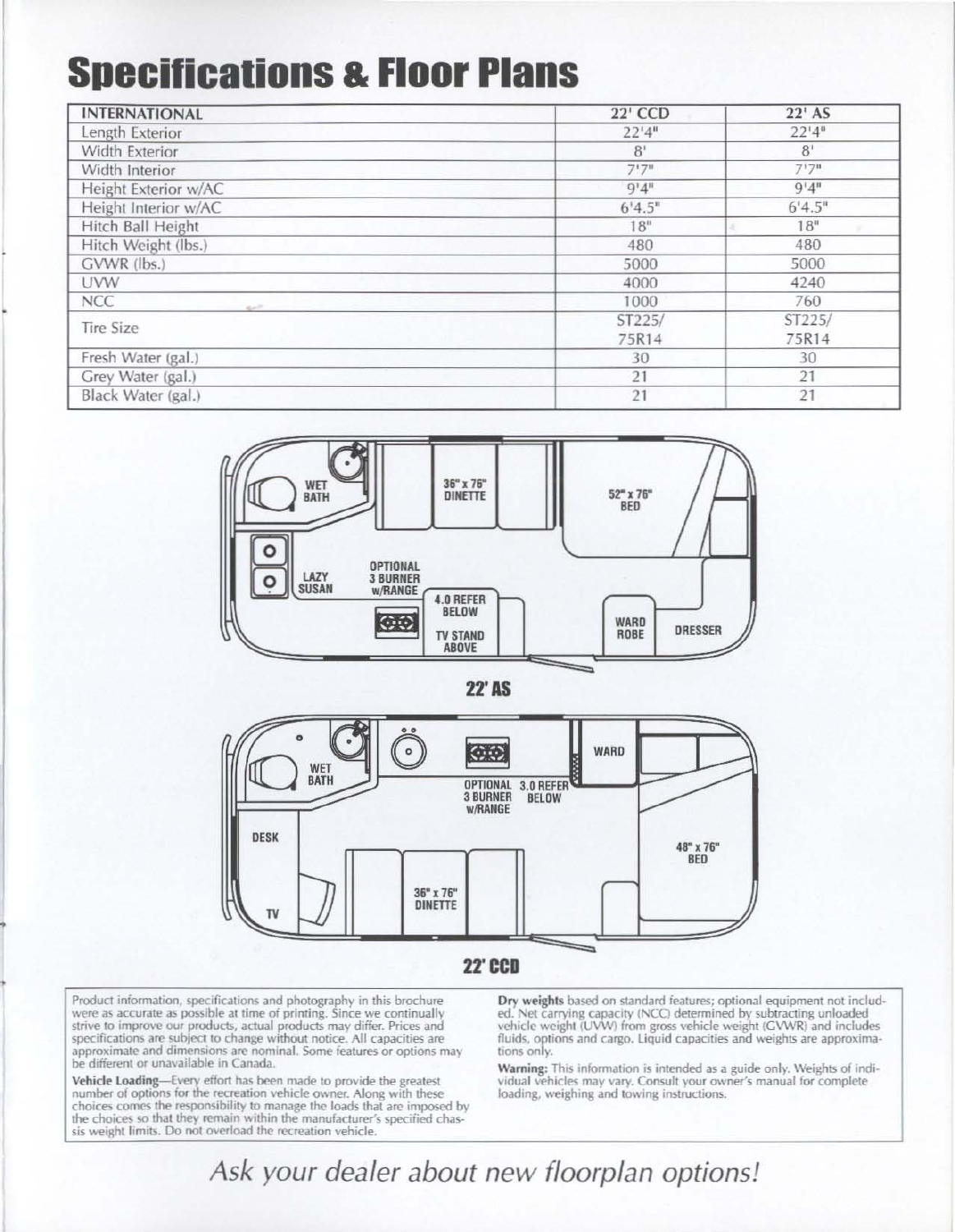# Specifications & Floor Plans

| INTERNATIONAL | 22' CCD | 22' AS |
|---|---|---|
| Length Exterior | 22'4" | 22'4" |
| Width Exterior | 8' | 8' |
| Width Interior | 7'7" | 7'7" |
| Height Exterior w/AC | 9'4" | 9'4" |
| Height Interior w/AC | 6'4.5" | 6'4.5" |
| Hitch Ball Height | 18" | 18" |
| Hitch Weight (lbs.) | 480 | 480 |
| GVWR (lbs.) | 5000 | 5000 |
| UVW | 4000 | 4240 |
| NCC | 1000 | 760 |
| Tire Size | ST225/ 75R14 | ST225/ 75R14 |
| Fresh Water (gal.) | 30 | 30 |
| Grey Water (gal.) | 21 | 21 |
| Black Water (gal.) | 21 | 21 |

WET BATH
36" x 76" DINETTE
52" x 76" BED
LAZY SUSAN
OPTIONAL 3 BURNER w/RANGE
4.0 REFER BELOW
TV STAND ABOVE
WARD ROBE
DRESSER

**22' AS**

WET BATH
OPTIONAL 3 BURNER w/RANGE
3.0 REFER BELOW
WARD
DESK
48" x 76" BED
36" x 76" DINETTE
TV

**22' CCD**

Product information, specifications and photography in this brochure were as accurate as possible at time of printing. Since we continually strive to improve our products, actual products may differ. Prices and specifications are subject to change without notice. All capacities are approximate and dimensions are nominal. Some features or options may be different or unavailable in Canada.

**Vehicle Loading**—Every effort has been made to provide the greatest number of options for the recreation vehicle owner. Along with these choices comes the responsibility to manage the loads that are imposed by the choices so that they remain within the manufacturer's specified chassis weight limits. Do not overload the recreation vehicle.

**Dry weights** based on standard features; optional equipment not included. Net carrying capacity (NCC) determined by subtracting unloaded vehicle weight (UVW) from gross vehicle weight (GVWR) and includes fluids, options and cargo. Liquid capacities and weights are approximations only.

**Warning:** This information is intended as a guide only. Weights of individual vehicles may vary. Consult your owner's manual for complete loading, weighing and towing instructions.

*Ask your dealer about new floorplan options!*